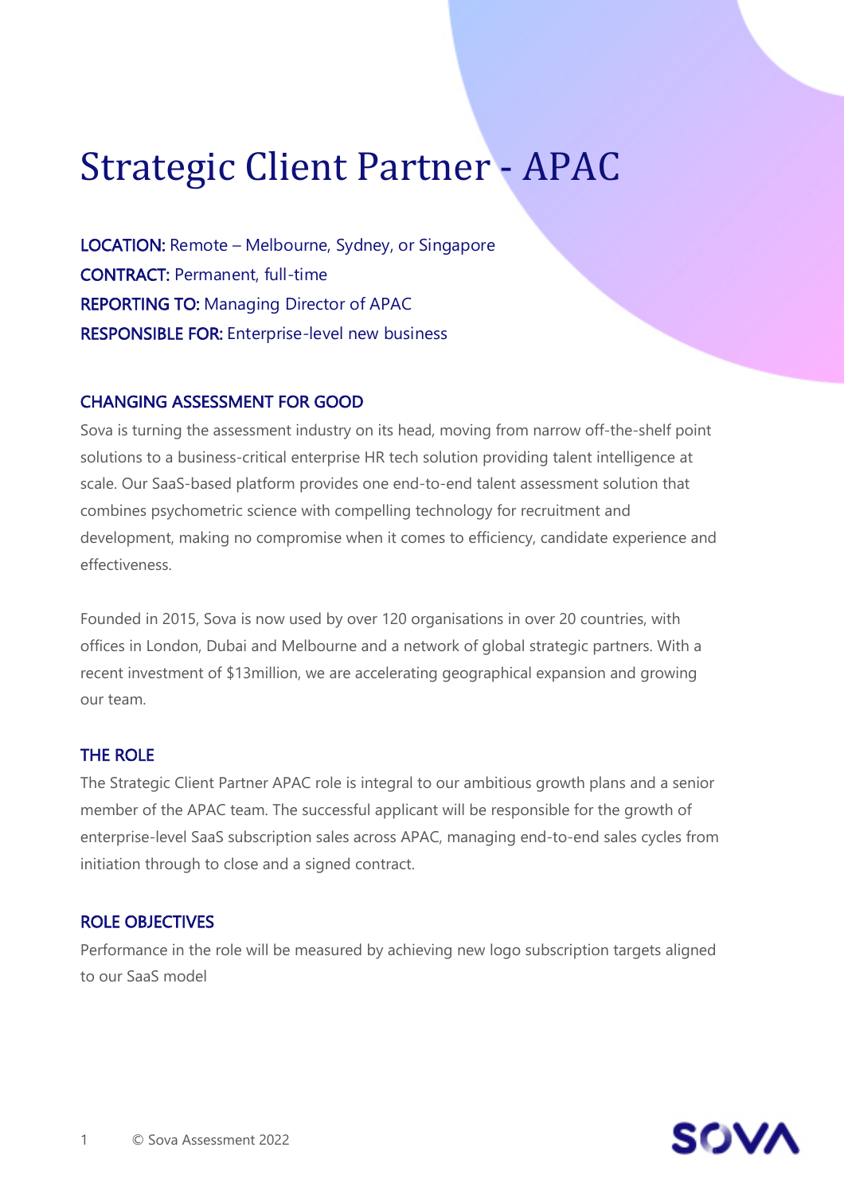# Strategic Client Partner - APAC

**LOCATION:** Remote – Melbourne, Sydney, or Singapore
**CONTRACT:** Permanent, full-time
**REPORTING TO:** Managing Director of APAC
**RESPONSIBLE FOR:** Enterprise-level new business

## CHANGING ASSESSMENT FOR GOOD

Sova is turning the assessment industry on its head, moving from narrow off-the-shelf point solutions to a business-critical enterprise HR tech solution providing talent intelligence at scale. Our SaaS-based platform provides one end-to-end talent assessment solution that combines psychometric science with compelling technology for recruitment and development, making no compromise when it comes to efficiency, candidate experience and effectiveness.

Founded in 2015, Sova is now used by over 120 organisations in over 20 countries, with offices in London, Dubai and Melbourne and a network of global strategic partners. With a recent investment of $13million, we are accelerating geographical expansion and growing our team.

## THE ROLE

The Strategic Client Partner APAC role is integral to our ambitious growth plans and a senior member of the APAC team. The successful applicant will be responsible for the growth of enterprise-level SaaS subscription sales across APAC, managing end-to-end sales cycles from initiation through to close and a signed contract.

## ROLE OBJECTIVES

Performance in the role will be measured by achieving new logo subscription targets aligned to our SaaS model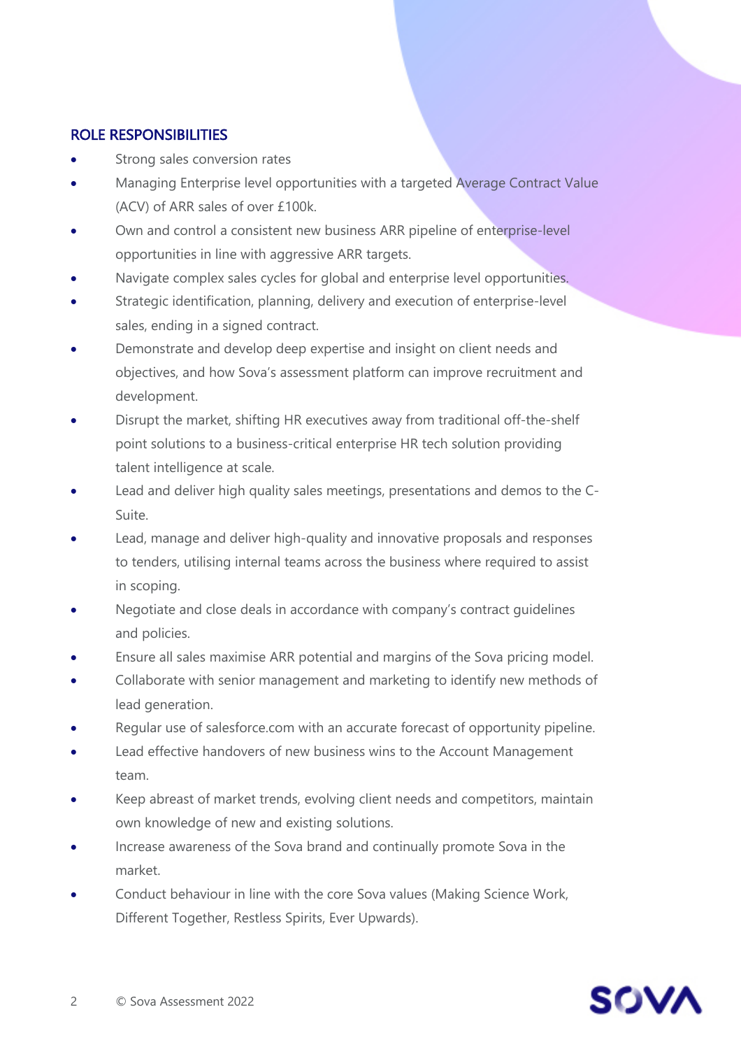## ROLE RESPONSIBILITIES

- Strong sales conversion rates
- Managing Enterprise level opportunities with a targeted Average Contract Value (ACV) of ARR sales of over £100k.
- Own and control a consistent new business ARR pipeline of enterprise-level opportunities in line with aggressive ARR targets.
- Navigate complex sales cycles for global and enterprise level opportunities.
- Strategic identification, planning, delivery and execution of enterprise-level sales, ending in a signed contract.
- Demonstrate and develop deep expertise and insight on client needs and objectives, and how Sova's assessment platform can improve recruitment and development.
- Disrupt the market, shifting HR executives away from traditional off-the-shelf point solutions to a business-critical enterprise HR tech solution providing talent intelligence at scale.
- Lead and deliver high quality sales meetings, presentations and demos to the C-Suite.
- Lead, manage and deliver high-quality and innovative proposals and responses to tenders, utilising internal teams across the business where required to assist in scoping.
- Negotiate and close deals in accordance with company's contract guidelines and policies.
- Ensure all sales maximise ARR potential and margins of the Sova pricing model.
- Collaborate with senior management and marketing to identify new methods of lead generation.
- Regular use of salesforce.com with an accurate forecast of opportunity pipeline.
- Lead effective handovers of new business wins to the Account Management team.
- Keep abreast of market trends, evolving client needs and competitors, maintain own knowledge of new and existing solutions.
- Increase awareness of the Sova brand and continually promote Sova in the market.
- Conduct behaviour in line with the core Sova values (Making Science Work, Different Together, Restless Spirits, Ever Upwards).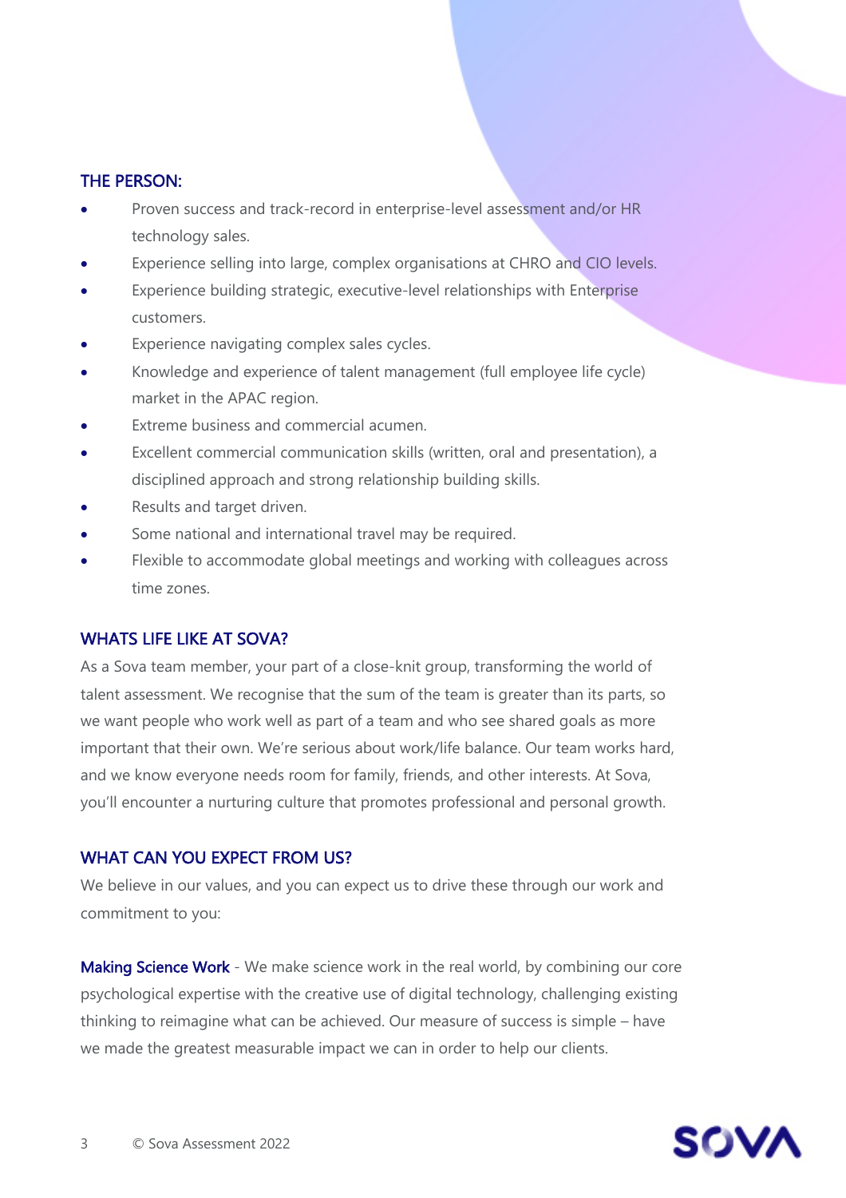## THE PERSON:

- Proven success and track-record in enterprise-level assessment and/or HR technology sales.
- Experience selling into large, complex organisations at CHRO and CIO levels.
- Experience building strategic, executive-level relationships with Enterprise customers.
- Experience navigating complex sales cycles.
- Knowledge and experience of talent management (full employee life cycle) market in the APAC region.
- Extreme business and commercial acumen.
- Excellent commercial communication skills (written, oral and presentation), a disciplined approach and strong relationship building skills.
- Results and target driven.
- Some national and international travel may be required.
- Flexible to accommodate global meetings and working with colleagues across time zones.

## WHATS LIFE LIKE AT SOVA?

As a Sova team member, your part of a close-knit group, transforming the world of talent assessment. We recognise that the sum of the team is greater than its parts, so we want people who work well as part of a team and who see shared goals as more important that their own. We're serious about work/life balance. Our team works hard, and we know everyone needs room for family, friends, and other interests. At Sova, you'll encounter a nurturing culture that promotes professional and personal growth.

## WHAT CAN YOU EXPECT FROM US?

We believe in our values, and you can expect us to drive these through our work and commitment to you:

**Making Science Work** - We make science work in the real world, by combining our core psychological expertise with the creative use of digital technology, challenging existing thinking to reimagine what can be achieved. Our measure of success is simple – have we made the greatest measurable impact we can in order to help our clients.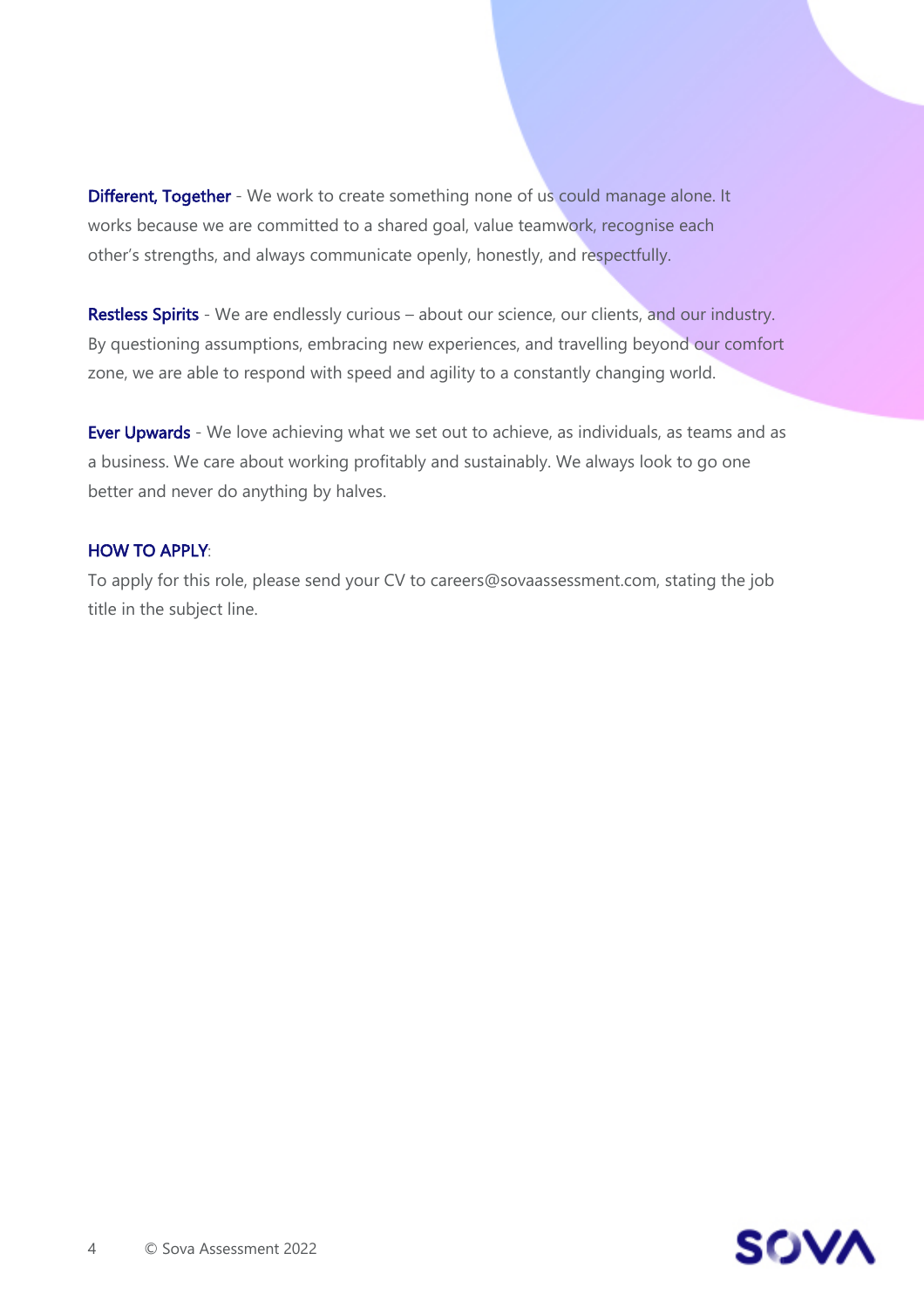**Different, Together** - We work to create something none of us could manage alone. It works because we are committed to a shared goal, value teamwork, recognise each other's strengths, and always communicate openly, honestly, and respectfully.

**Restless Spirits** - We are endlessly curious – about our science, our clients, and our industry. By questioning assumptions, embracing new experiences, and travelling beyond our comfort zone, we are able to respond with speed and agility to a constantly changing world.

**Ever Upwards** - We love achieving what we set out to achieve, as individuals, as teams and as a business. We care about working profitably and sustainably. We always look to go one better and never do anything by halves.

## HOW TO APPLY:

To apply for this role, please send your CV to careers@sovaassessment.com, stating the job title in the subject line.